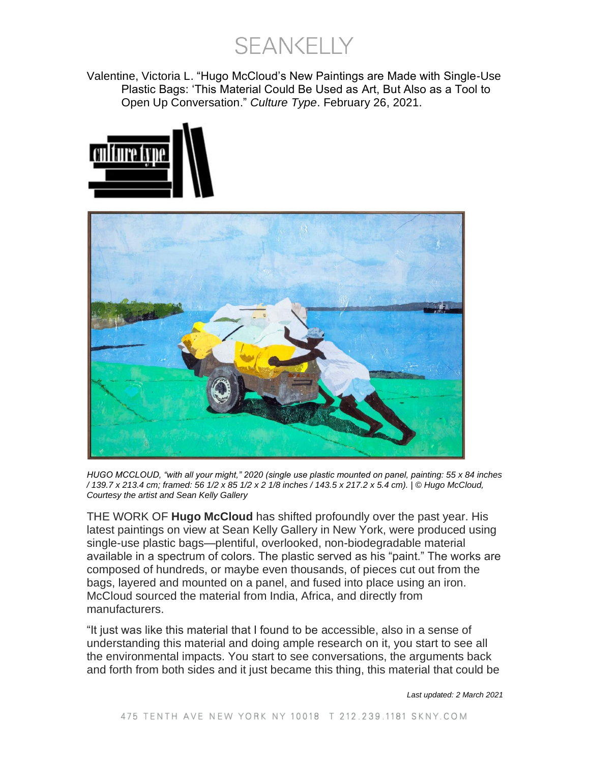Valentine, Victoria L. "Hugo McCloud's New Paintings are Made with Single-Use Plastic Bags: 'This Material Could Be Used as Art, But Also as a Tool to Open Up Conversation.'" *Culture Type*. February 26, 2021.

*HUGO MCCLOUD, "with all your might," 2020 (single use plastic mounted on panel, painting: 55 x 84 inches / 139.7 x 213.4 cm; framed: 56 1/2 x 85 1/2 x 2 1/8 inches / 143.5 x 217.2 x 5.4 cm). | © Hugo McCloud, Courtesy the artist and Sean Kelly Gallery*

THE WORK OF **Hugo McCloud** has shifted profoundly over the past year. His latest paintings on view at Sean Kelly Gallery in New York, were produced using single-use plastic bags—plentiful, overlooked, non-biodegradable material available in a spectrum of colors. The plastic served as his "paint." The works are composed of hundreds, or maybe even thousands, of pieces cut out from the bags, layered and mounted on a panel, and fused into place using an iron. McCloud sourced the material from India, Africa, and directly from manufacturers.

"It just was like this material that I found to be accessible, also in a sense of understanding this material and doing ample research on it, you start to see all the environmental impacts. You start to see conversations, the arguments back and forth from both sides and it just became this thing, this material that could be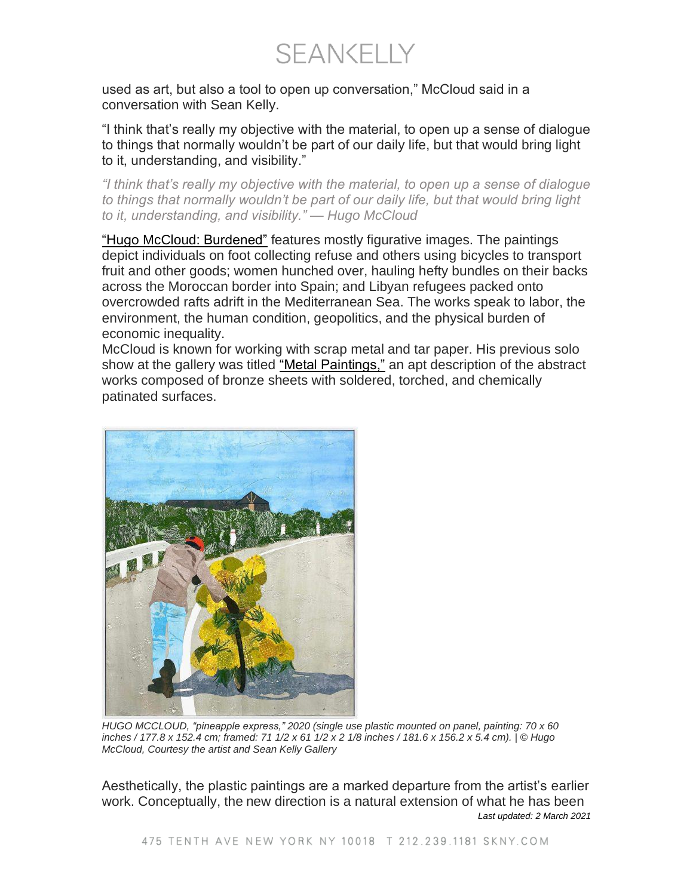used as art, but also a tool to open up conversation," McCloud said in a conversation with Sean Kelly.

"I think that's really my objective with the material, to open up a sense of dialogue to things that normally wouldn't be part of our daily life, but that would bring light to it, understanding, and visibility."

*"I think that's really my objective with the material, to open up a sense of dialogue to things that normally wouldn't be part of our daily life, but that would bring light to it, understanding, and visibility." — Hugo McCloud*

"Hugo McCloud: Burdened" features mostly figurative images. The paintings depict individuals on foot collecting refuse and others using bicycles to transport fruit and other goods; women hunched over, hauling hefty bundles on their backs across the Moroccan border into Spain; and Libyan refugees packed onto overcrowded rafts adrift in the Mediterranean Sea. The works speak to labor, the environment, the human condition, geopolitics, and the physical burden of economic inequality.

McCloud is known for working with scrap metal and tar paper. His previous solo show at the gallery was titled "Metal Paintings," an apt description of the abstract works composed of bronze sheets with soldered, torched, and chemically patinated surfaces.

*HUGO MCCLOUD, "pineapple express," 2020 (single use plastic mounted on panel, painting: 70 x 60 inches / 177.8 x 152.4 cm; framed: 71 1/2 x 61 1/2 x 2 1/8 inches / 181.6 x 156.2 x 5.4 cm). | © Hugo McCloud, Courtesy the artist and Sean Kelly Gallery*

Aesthetically, the plastic paintings are a marked departure from the artist's earlier work. Conceptually, the new direction is a natural extension of what he has been

*Last updated: 2 March 2021*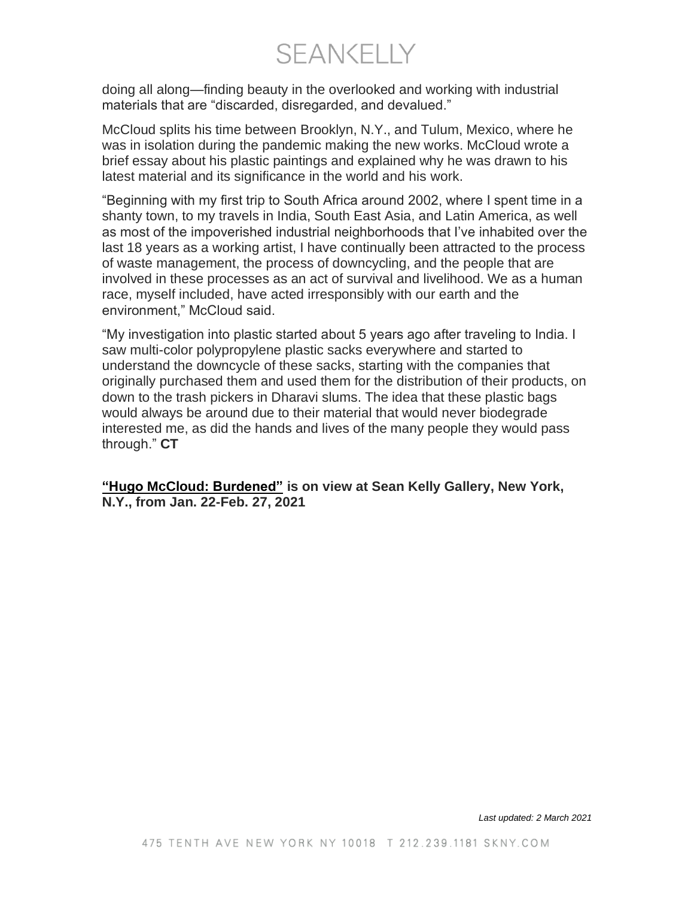doing all along—finding beauty in the overlooked and working with industrial materials that are "discarded, disregarded, and devalued."

McCloud splits his time between Brooklyn, N.Y., and Tulum, Mexico, where he was in isolation during the pandemic making the new works. McCloud wrote a brief essay about his plastic paintings and explained why he was drawn to his latest material and its significance in the world and his work.

"Beginning with my first trip to South Africa around 2002, where I spent time in a shanty town, to my travels in India, South East Asia, and Latin America, as well as most of the impoverished industrial neighborhoods that I've inhabited over the last 18 years as a working artist, I have continually been attracted to the process of waste management, the process of downcycling, and the people that are involved in these processes as an act of survival and livelihood. We as a human race, myself included, have acted irresponsibly with our earth and the environment," McCloud said.

"My investigation into plastic started about 5 years ago after traveling to India. I saw multi-color polypropylene plastic sacks everywhere and started to understand the downcycle of these sacks, starting with the companies that originally purchased them and used them for the distribution of their products, on down to the trash pickers in Dharavi slums. The idea that these plastic bags would always be around due to their material that would never biodegrade interested me, as did the hands and lives of the many people they would pass through." **CT**

**"Hugo McCloud: Burdened" is on view at Sean Kelly Gallery, New York, N.Y., from Jan. 22-Feb. 27, 2021**

*Last updated: 2 March 2021*